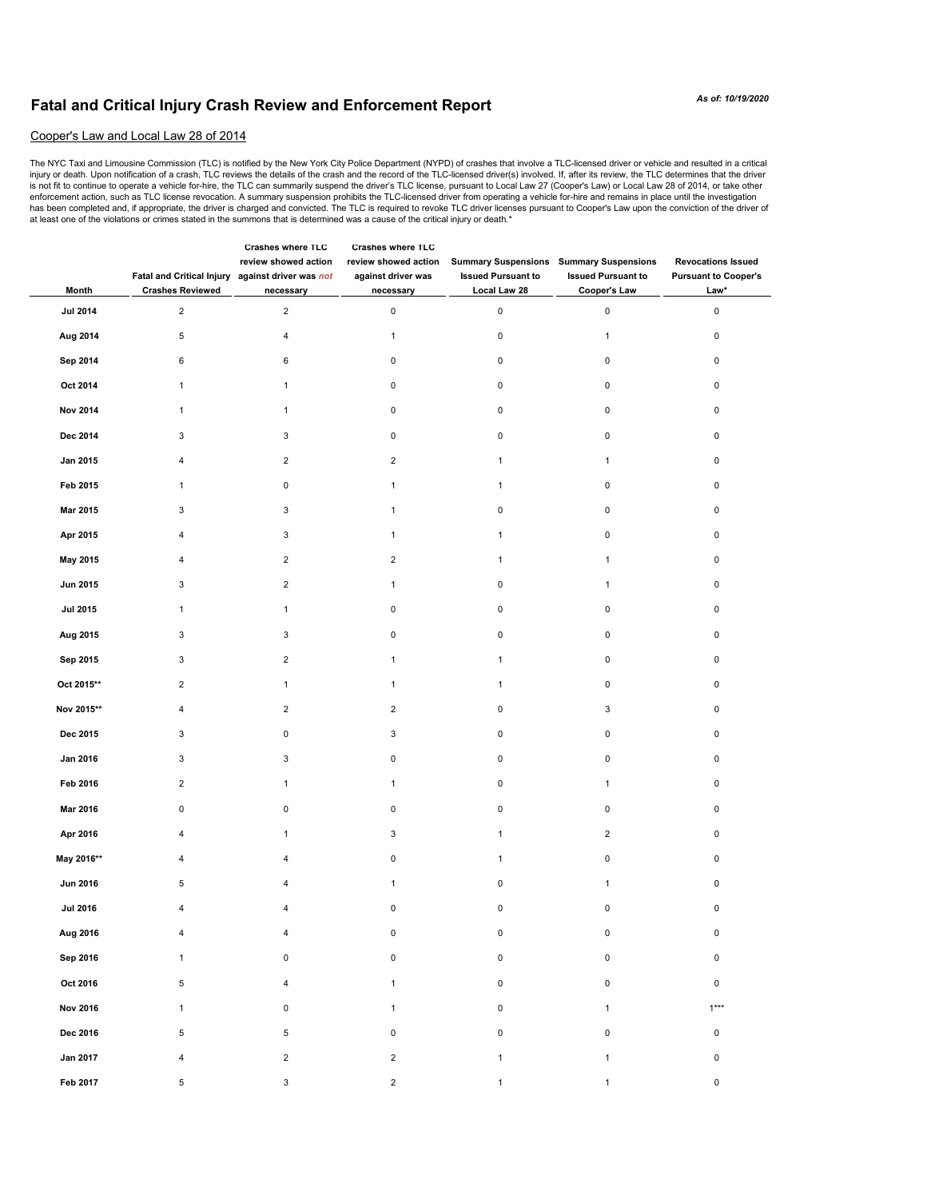# Fatal and Critical Injury Crash Review and Enforcement Report

*As of: 10/19/2020*

Cooper's Law and Local Law 28 of 2014

The NYC Taxi and Limousine Commission (TLC) is notified by the New York City Police Department (NYPD) of crashes that involve a TLC-licensed driver or vehicle and resulted in a critical injury or death. Upon notification of a crash, TLC reviews the details of the crash and the record of the TLC-licensed driver(s) involved. If, after its review, the TLC determines that the driver is not fit to continue to operate a vehicle for-hire, the TLC can summarily suspend the driver's TLC license, pursuant to Local Law 27 (Cooper's Law) or Local Law 28 of 2014, or take other enforcement action, such as TLC license revocation. A summary suspension prohibits the TLC-licensed driver from operating a vehicle for-hire and remains in place until the investigation has been completed and, if appropriate, the driver is charged and convicted. The TLC is required to revoke TLC driver licenses pursuant to Cooper's Law upon the conviction of the driver of at least one of the violations or crimes stated in the summons that is determined was a cause of the critical injury or death.*

| Month | Fatal and Critical Injury Crashes Reviewed | Crashes where TLC review showed action against driver was *not* necessary | Crashes where TLC review showed action against driver was necessary | Summary Suspensions Issued Pursuant to Local Law 28 | Summary Suspensions Issued Pursuant to Cooper's Law | Revocations Issued Pursuant to Cooper's Law* |
|---|---|---|---|---|---|---|
| Jul 2014 | 2 | 2 | 0 | 0 | 0 | 0 |
| Aug 2014 | 5 | 4 | 1 | 0 | 1 | 0 |
| Sep 2014 | 6 | 6 | 0 | 0 | 0 | 0 |
| Oct 2014 | 1 | 1 | 0 | 0 | 0 | 0 |
| Nov 2014 | 1 | 1 | 0 | 0 | 0 | 0 |
| Dec 2014 | 3 | 3 | 0 | 0 | 0 | 0 |
| Jan 2015 | 4 | 2 | 2 | 1 | 1 | 0 |
| Feb 2015 | 1 | 0 | 1 | 1 | 0 | 0 |
| Mar 2015 | 3 | 3 | 1 | 0 | 0 | 0 |
| Apr 2015 | 4 | 3 | 1 | 1 | 0 | 0 |
| May 2015 | 4 | 2 | 2 | 1 | 1 | 0 |
| Jun 2015 | 3 | 2 | 1 | 0 | 1 | 0 |
| Jul 2015 | 1 | 1 | 0 | 0 | 0 | 0 |
| Aug 2015 | 3 | 3 | 0 | 0 | 0 | 0 |
| Sep 2015 | 3 | 2 | 1 | 1 | 0 | 0 |
| Oct 2015** | 2 | 1 | 1 | 1 | 0 | 0 |
| Nov 2015** | 4 | 2 | 2 | 0 | 3 | 0 |
| Dec 2015 | 3 | 0 | 3 | 0 | 0 | 0 |
| Jan 2016 | 3 | 3 | 0 | 0 | 0 | 0 |
| Feb 2016 | 2 | 1 | 1 | 0 | 1 | 0 |
| Mar 2016 | 0 | 0 | 0 | 0 | 0 | 0 |
| Apr 2016 | 4 | 1 | 3 | 1 | 2 | 0 |
| May 2016** | 4 | 4 | 0 | 1 | 0 | 0 |
| Jun 2016 | 5 | 4 | 1 | 0 | 1 | 0 |
| Jul 2016 | 4 | 4 | 0 | 0 | 0 | 0 |
| Aug 2016 | 4 | 4 | 0 | 0 | 0 | 0 |
| Sep 2016 | 1 | 0 | 0 | 0 | 0 | 0 |
| Oct 2016 | 5 | 4 | 1 | 0 | 0 | 0 |
| Nov 2016 | 1 | 0 | 1 | 0 | 1 | 1*** |
| Dec 2016 | 5 | 5 | 0 | 0 | 0 | 0 |
| Jan 2017 | 4 | 2 | 2 | 1 | 1 | 0 |
| Feb 2017 | 5 | 3 | 2 | 1 | 1 | 0 |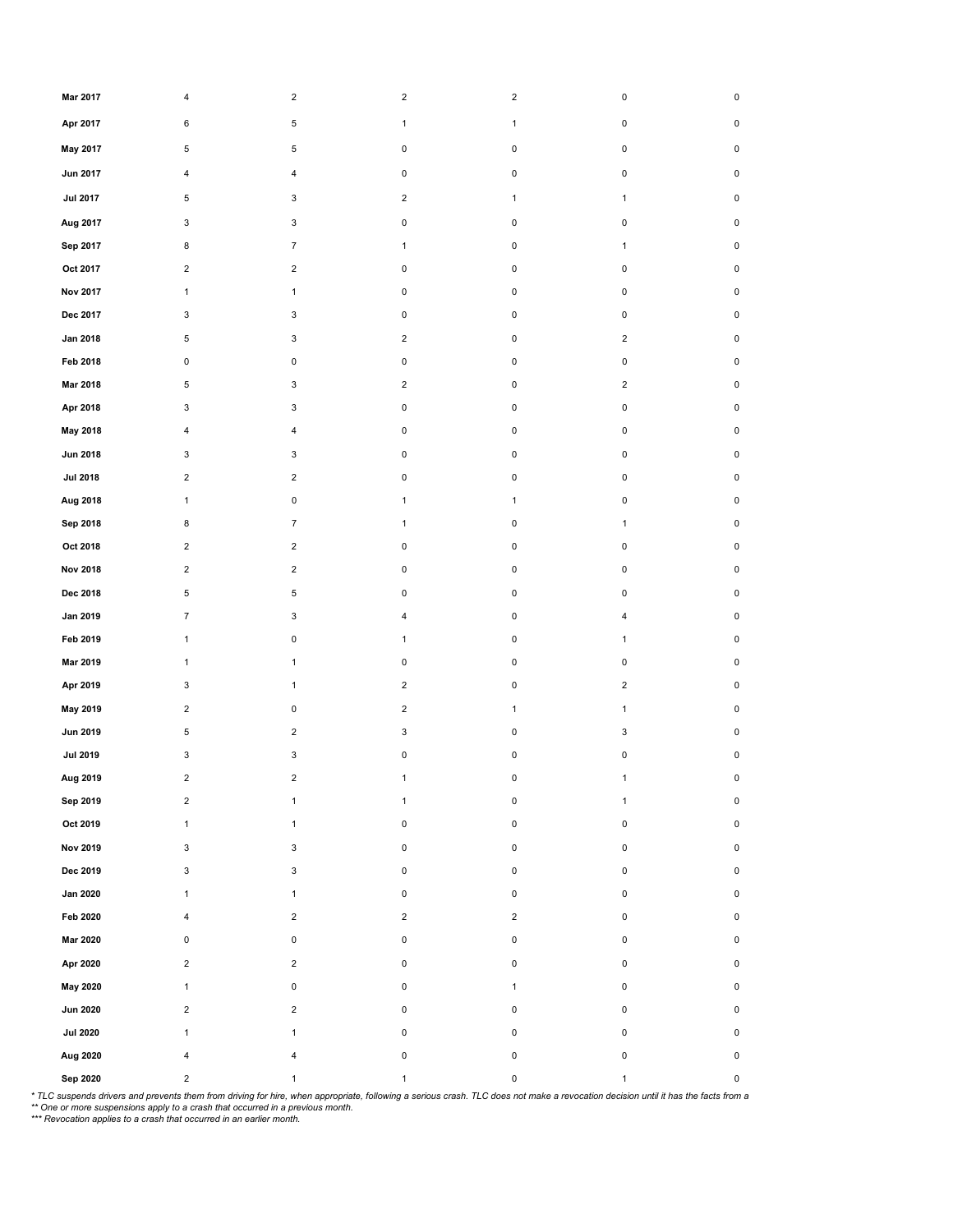| | | | | | | |
|---|---|---|---|---|---|---|
| **Mar 2017** | 4 | 2 | 2 | 2 | 0 | 0 |
| **Apr 2017** | 6 | 5 | 1 | 1 | 0 | 0 |
| **May 2017** | 5 | 5 | 0 | 0 | 0 | 0 |
| **Jun 2017** | 4 | 4 | 0 | 0 | 0 | 0 |
| **Jul 2017** | 5 | 3 | 2 | 1 | 1 | 0 |
| **Aug 2017** | 3 | 3 | 0 | 0 | 0 | 0 |
| **Sep 2017** | 8 | 7 | 1 | 0 | 1 | 0 |
| **Oct 2017** | 2 | 2 | 0 | 0 | 0 | 0 |
| **Nov 2017** | 1 | 1 | 0 | 0 | 0 | 0 |
| **Dec 2017** | 3 | 3 | 0 | 0 | 0 | 0 |
| **Jan 2018** | 5 | 3 | 2 | 0 | 2 | 0 |
| **Feb 2018** | 0 | 0 | 0 | 0 | 0 | 0 |
| **Mar 2018** | 5 | 3 | 2 | 0 | 2 | 0 |
| **Apr 2018** | 3 | 3 | 0 | 0 | 0 | 0 |
| **May 2018** | 4 | 4 | 0 | 0 | 0 | 0 |
| **Jun 2018** | 3 | 3 | 0 | 0 | 0 | 0 |
| **Jul 2018** | 2 | 2 | 0 | 0 | 0 | 0 |
| **Aug 2018** | 1 | 0 | 1 | 1 | 0 | 0 |
| **Sep 2018** | 8 | 7 | 1 | 0 | 1 | 0 |
| **Oct 2018** | 2 | 2 | 0 | 0 | 0 | 0 |
| **Nov 2018** | 2 | 2 | 0 | 0 | 0 | 0 |
| **Dec 2018** | 5 | 5 | 0 | 0 | 0 | 0 |
| **Jan 2019** | 7 | 3 | 4 | 0 | 4 | 0 |
| **Feb 2019** | 1 | 0 | 1 | 0 | 1 | 0 |
| **Mar 2019** | 1 | 1 | 0 | 0 | 0 | 0 |
| **Apr 2019** | 3 | 1 | 2 | 0 | 2 | 0 |
| **May 2019** | 2 | 0 | 2 | 1 | 1 | 0 |
| **Jun 2019** | 5 | 2 | 3 | 0 | 3 | 0 |
| **Jul 2019** | 3 | 3 | 0 | 0 | 0 | 0 |
| **Aug 2019** | 2 | 2 | 1 | 0 | 1 | 0 |
| **Sep 2019** | 2 | 1 | 1 | 0 | 1 | 0 |
| **Oct 2019** | 1 | 1 | 0 | 0 | 0 | 0 |
| **Nov 2019** | 3 | 3 | 0 | 0 | 0 | 0 |
| **Dec 2019** | 3 | 3 | 0 | 0 | 0 | 0 |
| **Jan 2020** | 1 | 1 | 0 | 0 | 0 | 0 |
| **Feb 2020** | 4 | 2 | 2 | 2 | 0 | 0 |
| **Mar 2020** | 0 | 0 | 0 | 0 | 0 | 0 |
| **Apr 2020** | 2 | 2 | 0 | 0 | 0 | 0 |
| **May 2020** | 1 | 0 | 0 | 1 | 0 | 0 |
| **Jun 2020** | 2 | 2 | 0 | 0 | 0 | 0 |
| **Jul 2020** | 1 | 1 | 0 | 0 | 0 | 0 |
| **Aug 2020** | 4 | 4 | 0 | 0 | 0 | 0 |
| **Sep 2020** | 2 | 1 | 1 | 0 | 1 | 0 |

*\* TLC suspends drivers and prevents them from driving for hire, when appropriate, following a serious crash. TLC does not make a revocation decision until it has the facts from a*

*\*\* One or more suspensions apply to a crash that occurred in a previous month.*

*\*\*\* Revocation applies to a crash that occurred in an earlier month.*